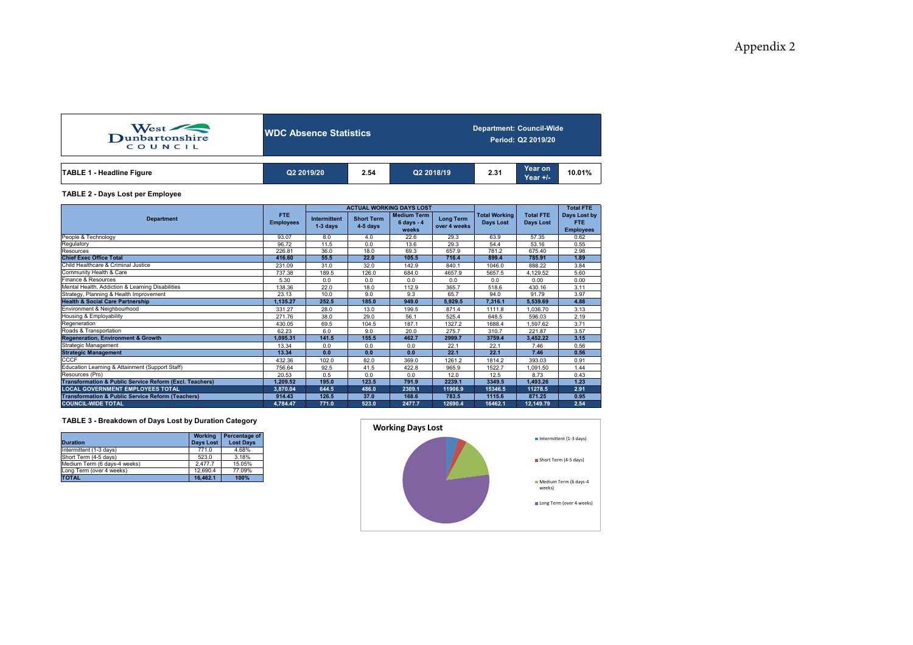Appendix 2

West Dunbartonshire COUNCIL

## WDC Absence Statistics

**Department: Council-Wide**
**Period: Q2 2019/20**

| TABLE 1 - Headline Figure | Q2 2019/20 | 2.54 | Q2 2018/19 | 2.31 | Year on Year +/- | 10.01% |
|---|---|---|---|---|---|---|

### TABLE 2 - Days Lost per Employee

| Department | FTE Employees | ACTUAL WORKING DAYS LOST | | | | Total Working Days Lost | Total FTE Days Lost | Total FTE Days Lost by FTE Employees |
|---|---|---|---|---|---|---|---|---|
| | | Intermittent 1-3 days | Short Term 4-5 days | Medium Term 6 days - 4 weeks | Long Term over 4 weeks | | | |
| People & Technology | 93.07 | 8.0 | 4.0 | 22.6 | 29.3 | 63.9 | 57.35 | 0.62 |
| Regulatory | 96.72 | 11.5 | 0.0 | 13.6 | 29.3 | 54.4 | 53.16 | 0.55 |
| Resources | 226.81 | 36.0 | 18.0 | 69.3 | 657.9 | 781.2 | 675.40 | 2.98 |
| **Chief Exec Office Total** | **416.60** | **55.5** | **22.0** | **105.5** | **716.4** | **899.4** | **785.91** | **1.89** |
| Child Healthcare & Criminal Justice | 231.09 | 31.0 | 32.0 | 142.9 | 840.1 | 1046.0 | 888.22 | 3.84 |
| Community Health & Care | 737.38 | 189.5 | 126.0 | 684.0 | 4657.9 | 5657.5 | 4,129.52 | 5.60 |
| Finance & Resources | 5.30 | 0.0 | 0.0 | 0.0 | 0.0 | 0.0 | 0.00 | 0.00 |
| Mental Health, Addiction & Learning Disabilities | 138.36 | 22.0 | 18.0 | 112.9 | 365.7 | 518.6 | 430.16 | 3.11 |
| Strategy, Planning & Health Improvement | 23.13 | 10.0 | 9.0 | 9.3 | 65.7 | 94.0 | 91.79 | 3.97 |
| **Health & Social Care Partnership** | **1,135.27** | **252.5** | **185.0** | **949.0** | **5,929.5** | **7,316.1** | **5,539.69** | **4.88** |
| Environment & Neighbourhood | 331.27 | 28.0 | 13.0 | 199.5 | 871.4 | 1111.8 | 1,036.70 | 3.13 |
| Housing & Employability | 271.76 | 38.0 | 29.0 | 56.1 | 525.4 | 648.5 | 596.03 | 2.19 |
| Regeneration | 430.05 | 69.5 | 104.5 | 187.1 | 1327.2 | 1688.4 | 1,597.62 | 3.71 |
| Roads & Transportation | 62.23 | 6.0 | 9.0 | 20.0 | 275.7 | 310.7 | 221.87 | 3.57 |
| **Regeneration, Environment & Growth** | **1,095.31** | **141.5** | **155.5** | **462.7** | **2999.7** | **3759.4** | **3,452.22** | **3.15** |
| Strategic Management | 13.34 | 0.0 | 0.0 | 0.0 | 22.1 | 22.1 | 7.46 | 0.56 |
| **Strategic Management** | **13.34** | **0.0** | **0.0** | **0.0** | **22.1** | **22.1** | **7.46** | **0.56** |
| CCCF | 432.36 | 102.0 | 82.0 | 369.0 | 1261.2 | 1814.2 | 393.03 | 0.91 |
| Education Learning & Attainment (Support Staff) | 756.64 | 92.5 | 41.5 | 422.8 | 965.9 | 1522.7 | 1,091.50 | 1.44 |
| Resources (Pro) | 20.53 | 0.5 | 0.0 | 0.0 | 12.0 | 12.5 | 8.73 | 0.43 |
| **Transformation & Public Service Reform (Excl. Teachers)** | **1,209.52** | **195.0** | **123.5** | **791.9** | **2239.1** | **3349.5** | **1,493.26** | **1.23** |
| **LOCAL GOVERNMENT EMPLOYEES TOTAL** | **3,870.04** | **644.5** | **486.0** | **2309.1** | **11906.9** | **15346.5** | **11278.5** | **2.91** |
| **Transformation & Public Service Reform (Teachers)** | **914.43** | **126.5** | **37.0** | **168.6** | **783.5** | **1115.6** | **871.25** | **0.95** |
| **COUNCIL-WIDE TOTAL** | **4,784.47** | **771.0** | **523.0** | **2477.7** | **12690.4** | **16462.1** | **12,149.79** | **2.54** |

### TABLE 3 - Breakdown of Days Lost by Duration Category

| Duration | Working Days Lost | Percentage of Lost Days |
|---|---|---|
| Intermittent (1-3 days) | 771.0 | 4.68% |
| Short Term (4-5 days) | 523.0 | 3.18% |
| Medium Term (6 days-4 weeks) | 2,477.7 | 15.05% |
| Long Term (over 4 weeks) | 12,690.4 | 77.09% |
| **TOTAL** | **16,462.1** | **100%** |

**Working Days Lost**

- Intermittent (1-3 days)
- Short Term (4-5 days)
- Medium Term (6 days-4 weeks)
- Long Term (over 4 weeks)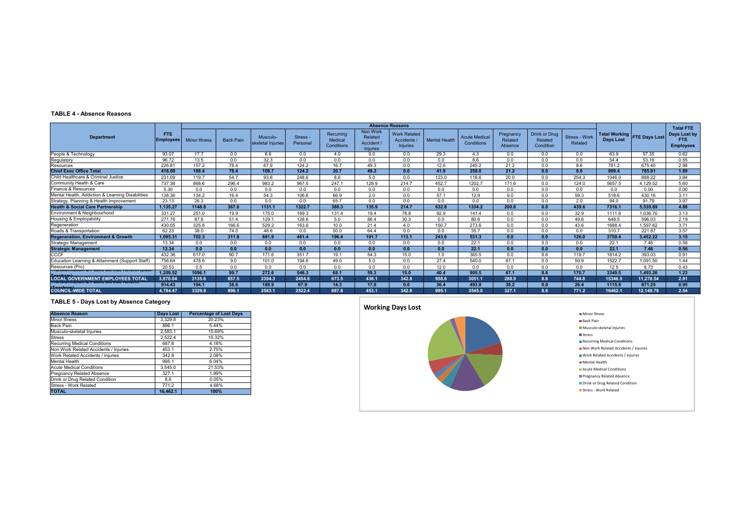**TABLE 4 - Absence Reasons**

| Department | FTE Employees | Absence Reasons | | | | | | | | | | | | | Total Working Days Lost | FTE Days Lost | Total FTE Days Lost by FTE Employees |
|---|---|---|---|---|---|---|---|---|---|---|---|---|---|---|---|---|---|
| | | Minor Illness | Back Pain | Musculo-skeletal Injuries | Stress - Personal | Recurring Medical Conditions | Non Work Related Accident / Injuries | Work Related Accidents / Injuries | Mental Health | Acute Medical Conditions | Pregnancy Related Absence | Drink or Drug Related Condition | Stress - Work Related | | | |
| People & Technology | 93.07 | 17.7 | 0.0 | 8.6 | 0.0 | 4.0 | 0.0 | 0.0 | 29.3 | 4.3 | 0.0 | 0.0 | 0.0 | 63.9 | 57.35 | 0.62 |
| Regulatory | 96.72 | 13.5 | 0.0 | 32.3 | 0.0 | 0.0 | 0.0 | 0.0 | 0.0 | 8.6 | 0.0 | 0.0 | 0.0 | 54.4 | 53.16 | 0.55 |
| Resources | 226.81 | 157.2 | 78.4 | 67.9 | 124.2 | 16.7 | 49.3 | 0.0 | 12.6 | 245.2 | 21.2 | 0.0 | 8.6 | 781.2 | 675.40 | 2.98 |
| **Chief Exec Office Total** | **416.60** | **188.4** | **78.4** | **108.7** | **124.2** | **20.7** | **49.3** | **0.0** | **41.9** | **258.0** | **21.2** | **0.0** | **8.6** | **899.4** | **785.91** | **1.89** |
| Child Healthcare & Criminal Justice | 231.09 | 119.7 | 54.7 | 93.6 | 248.6 | 8.6 | 5.0 | 0.0 | 123.0 | 118.6 | 20.0 | 0.0 | 254.3 | 1046.0 | 888.22 | 3.84 |
| Community Health & Care | 737.38 | 868.6 | 296.4 | 983.2 | 967.5 | 247.1 | 128.9 | 214.7 | 452.7 | 1202.7 | 171.6 | 0.0 | 124.0 | 5657.5 | 4,129.52 | 5.60 |
| Finance & Resources | 5.30 | 0.0 | 0.0 | 0.0 | 0.0 | 0.0 | 0.0 | 0.0 | 0.0 | 0.0 | 0.0 | 0.0 | 0.0 | 0.0 | 0.00 | 0.00 |
| Mental Health, Addiction & Learning Disabilities | 138.36 | 134.2 | 16.4 | 54.3 | 106.6 | 66.9 | 2.0 | 0.0 | 57.1 | 12.9 | 9.0 | 0.0 | 59.3 | 518.6 | 430.16 | 3.11 |
| Strategy, Planning & Health Improvement | 23.13 | 26.3 | 0.0 | 0.0 | 0.0 | 65.7 | 0.0 | 0.0 | 0.0 | 0.0 | 0.0 | 0.0 | 2.0 | 94.0 | 91.79 | 3.97 |
| **Health & Social Care Partnership** | **1,135.27** | **1148.8** | **367.6** | **1131.1** | **1322.7** | **388.3** | **135.9** | **214.7** | **632.8** | **1334.2** | **200.6** | **0.0** | **439.6** | **7316.1** | **5,539.69** | **4.88** |
| Environment & Neighbourhood | 331.27 | 251.0 | 19.9 | 175.0 | 169.3 | 131.4 | 19.4 | 78.8 | 92.9 | 141.4 | 0.0 | 0.0 | 32.9 | 1111.8 | 1,036.70 | 3.13 |
| Housing & Employability | 271.76 | 87.6 | 51.4 | 129.1 | 128.6 | 5.0 | 86.4 | 30.3 | 0.0 | 80.6 | 0.0 | 0.0 | 49.6 | 648.5 | 596.03 | 2.19 |
| Regeneration | 430.05 | 325.8 | 166.6 | 529.2 | 163.6 | 10.0 | 21.4 | 4.0 | 150.7 | 273.6 | 0.0 | 0.0 | 43.6 | 1688.4 | 1,597.62 | 3.71 |
| Roads & Transportation | 62.23 | 38.0 | 74.0 | 48.6 | 0.0 | 50.0 | 64.4 | 0.0 | 0.0 | 35.7 | 0.0 | 0.0 | 0.0 | 310.7 | 221.87 | 3.57 |
| **Regeneration, Environment & Growth** | **1,095.31** | **702.3** | **311.8** | **881.9** | **461.4** | **196.4** | **191.7** | **113.1** | **243.6** | **531.3** | **0.0** | **0.0** | **126.0** | **3759.4** | **3,452.22** | **3.15** |
| Strategic Management | 13.34 | 0.0 | 0.0 | 0.0 | 0.0 | 0.0 | 0.0 | 0.0 | 0.0 | 22.1 | 0.0 | 0.0 | 0.0 | 22.1 | 7.46 | 0.56 |
| **Strategic Management** | **13.34** | **0.0** | **0.0** | **0.0** | **0.0** | **0.0** | **0.0** | **0.0** | **0.0** | **22.1** | **0.0** | **0.0** | **0.0** | **22.1** | **7.46** | **0.56** |
| CCCF | 432.36 | 617.0 | 90.7 | 171.6 | 351.7 | 19.1 | 54.3 | 15.0 | 1.0 | 365.5 | 0.0 | 8.6 | 119.7 | 1814.2 | 393.03 | 0.91 |
| Education Learning & Attainment (Support Staff) | 756.64 | 478.6 | 9.0 | 101.0 | 194.6 | 49.0 | 5.0 | 0.0 | 27.4 | 540.0 | 67.1 | 0.0 | 50.9 | 1522.7 | 1,091.50 | 1.44 |
| Resources (Pro) | 20.53 | 0.5 | 0.0 | 0.0 | 0.0 | 0.0 | 0.0 | 0.0 | 12.0 | 0.0 | 0.0 | 0.0 | 0.0 | 12.5 | 8.73 | 0.43 |
| **Transformation & Public Service Reform (Excl. Teachers)** | **1,209.52** | **1096.1** | **99.7** | **272.6** | **546.3** | **68.1** | **59.3** | **15.0** | **40.4** | **905.5** | **67.1** | **8.6** | **170.7** | **3349.5** | **1,493.26** | **1.23** |
| **LOCAL GOVERNMENT EMPLOYEES TOTAL** | **3,870.04** | **3135.6** | **857.5** | **2394.3** | **2454.6** | **673.5** | **436.1** | **342.8** | **958.6** | **3051.1** | **288.9** | **8.6** | **744.8** | **15346.5** | **11,278.54** | **2.91** |
| **Transformation & Public Service Reform (Teachers)** | **914.43** | **194.1** | **38.6** | **188.9** | **67.9** | **14.3** | **17.0** | **0.0** | **36.4** | **493.8** | **38.2** | **0.0** | **26.4** | **1115.6** | **871.25** | **0.95** |
| **COUNCIL-WIDE TOTAL** | **4,784.47** | **3329.8** | **896.1** | **2583.1** | **2522.4** | **687.8** | **453.1** | **342.8** | **995.1** | **3545.0** | **327.1** | **8.6** | **771.2** | **16462.1** | **12,149.79** | **2.54** |

**TABLE 5 - Days Lost by Absence Category**

| Absence Reason | Days Lost | Percentage of Lost Days |
|---|---|---|
| Minor Illness | 3,329.8 | 20.23% |
| Back Pain | 896.1 | 5.44% |
| Musculo-skeletal Injuries | 2,583.1 | 15.69% |
| Stress | 2,522.4 | 15.32% |
| Recurring Medical Conditions | 687.8 | 4.18% |
| Non Work Related Accidents / Injuries | 453.1 | 2.75% |
| Work Related Accidents / Injuries | 342.8 | 2.08% |
| Mental Health | 995.1 | 6.04% |
| Acute Medical Conditions | 3,545.0 | 21.53% |
| Pregnancy Related Absence | 327.1 | 1.99% |
| Drink or Drug Related Condition | 8.6 | 0.05% |
| Stress - Work Related | 771.2 | 4.68% |
| **TOTAL** | **16,462.1** | **100%** |

**Working Days Lost**

Minor Illness
Back Pain
Musculo-skeletal Injuries
Stress
Recurring Medical Conditions
Non Work Related Accidents / Injuries
Work Related Accidents / Injuries
Mental Health
Acute Medical Conditions
Pregnancy Related Absence
Drink or Drug Related Condition
Stress - Work Related